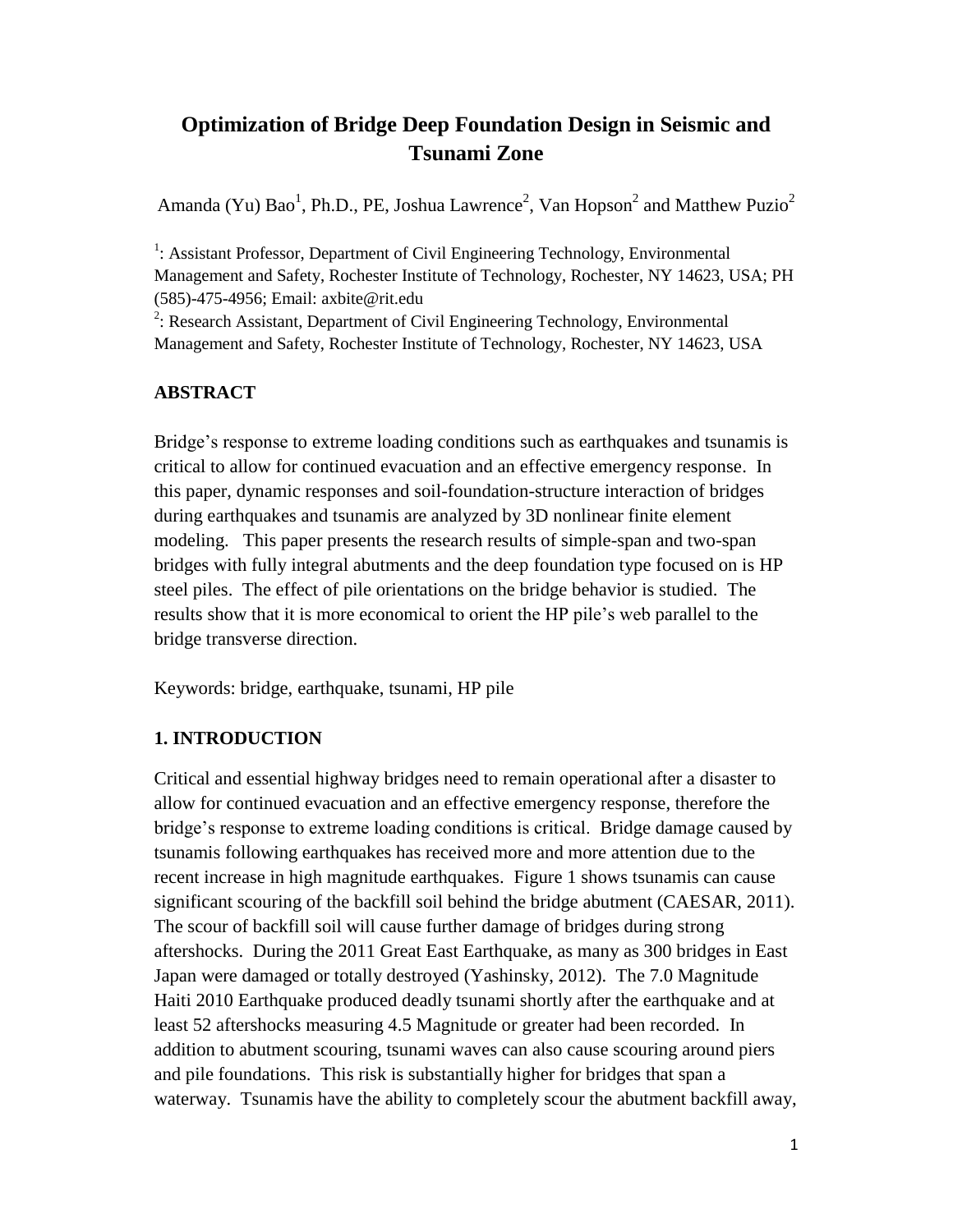# Optimization of Bridge Deep Foundation Design in Seismic and Tsunami Zone

Amanda (Yu) Bao[1], Ph.D., PE, Joshua Lawrence[2], Van Hopson[2] and Matthew Puzio[2]

[1]: Assistant Professor, Department of Civil Engineering Technology, Environmental Management and Safety, Rochester Institute of Technology, Rochester, NY 14623, USA; PH (585)-475-4956; Email: axbite@rit.edu

[2]: Research Assistant, Department of Civil Engineering Technology, Environmental Management and Safety, Rochester Institute of Technology, Rochester, NY 14623, USA

## ABSTRACT

Bridge's response to extreme loading conditions such as earthquakes and tsunamis is critical to allow for continued evacuation and an effective emergency response. In this paper, dynamic responses and soil-foundation-structure interaction of bridges during earthquakes and tsunamis are analyzed by 3D nonlinear finite element modeling. This paper presents the research results of simple-span and two-span bridges with fully integral abutments and the deep foundation type focused on is HP steel piles. The effect of pile orientations on the bridge behavior is studied. The results show that it is more economical to orient the HP pile's web parallel to the bridge transverse direction.

Keywords: bridge, earthquake, tsunami, HP pile

## 1. INTRODUCTION

Critical and essential highway bridges need to remain operational after a disaster to allow for continued evacuation and an effective emergency response, therefore the bridge's response to extreme loading conditions is critical. Bridge damage caused by tsunamis following earthquakes has received more and more attention due to the recent increase in high magnitude earthquakes. Figure 1 shows tsunamis can cause significant scouring of the backfill soil behind the bridge abutment (CAESAR, 2011). The scour of backfill soil will cause further damage of bridges during strong aftershocks. During the 2011 Great East Earthquake, as many as 300 bridges in East Japan were damaged or totally destroyed (Yashinsky, 2012). The 7.0 Magnitude Haiti 2010 Earthquake produced deadly tsunami shortly after the earthquake and at least 52 aftershocks measuring 4.5 Magnitude or greater had been recorded. In addition to abutment scouring, tsunami waves can also cause scouring around piers and pile foundations. This risk is substantially higher for bridges that span a waterway. Tsunamis have the ability to completely scour the abutment backfill away,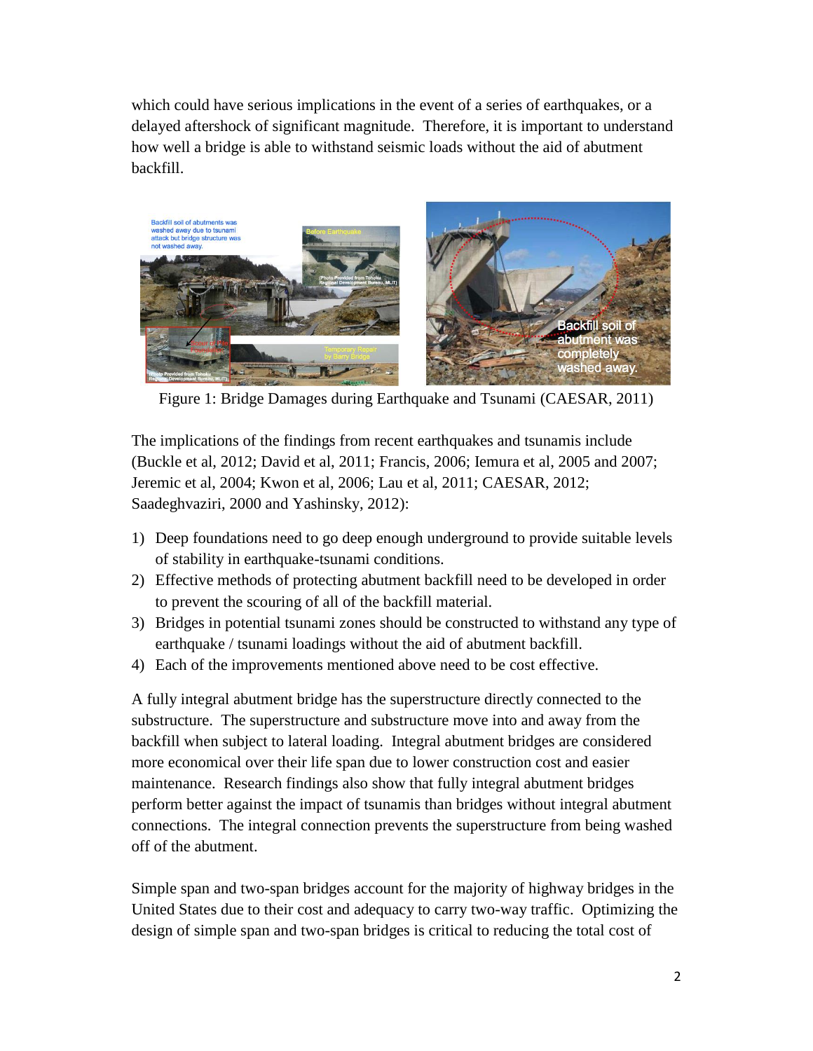which could have serious implications in the event of a series of earthquakes, or a delayed aftershock of significant magnitude. Therefore, it is important to understand how well a bridge is able to withstand seismic loads without the aid of abutment backfill.

Figure 1: Bridge Damages during Earthquake and Tsunami (CAESAR, 2011)

The implications of the findings from recent earthquakes and tsunamis include (Buckle et al, 2012; David et al, 2011; Francis, 2006; Iemura et al, 2005 and 2007; Jeremic et al, 2004; Kwon et al, 2006; Lau et al, 2011; CAESAR, 2012; Saadeghvaziri, 2000 and Yashinsky, 2012):

1) Deep foundations need to go deep enough underground to provide suitable levels of stability in earthquake-tsunami conditions.
2) Effective methods of protecting abutment backfill need to be developed in order to prevent the scouring of all of the backfill material.
3) Bridges in potential tsunami zones should be constructed to withstand any type of earthquake / tsunami loadings without the aid of abutment backfill.
4) Each of the improvements mentioned above need to be cost effective.

A fully integral abutment bridge has the superstructure directly connected to the substructure. The superstructure and substructure move into and away from the backfill when subject to lateral loading. Integral abutment bridges are considered more economical over their life span due to lower construction cost and easier maintenance. Research findings also show that fully integral abutment bridges perform better against the impact of tsunamis than bridges without integral abutment connections. The integral connection prevents the superstructure from being washed off of the abutment.

Simple span and two-span bridges account for the majority of highway bridges in the United States due to their cost and adequacy to carry two-way traffic. Optimizing the design of simple span and two-span bridges is critical to reducing the total cost of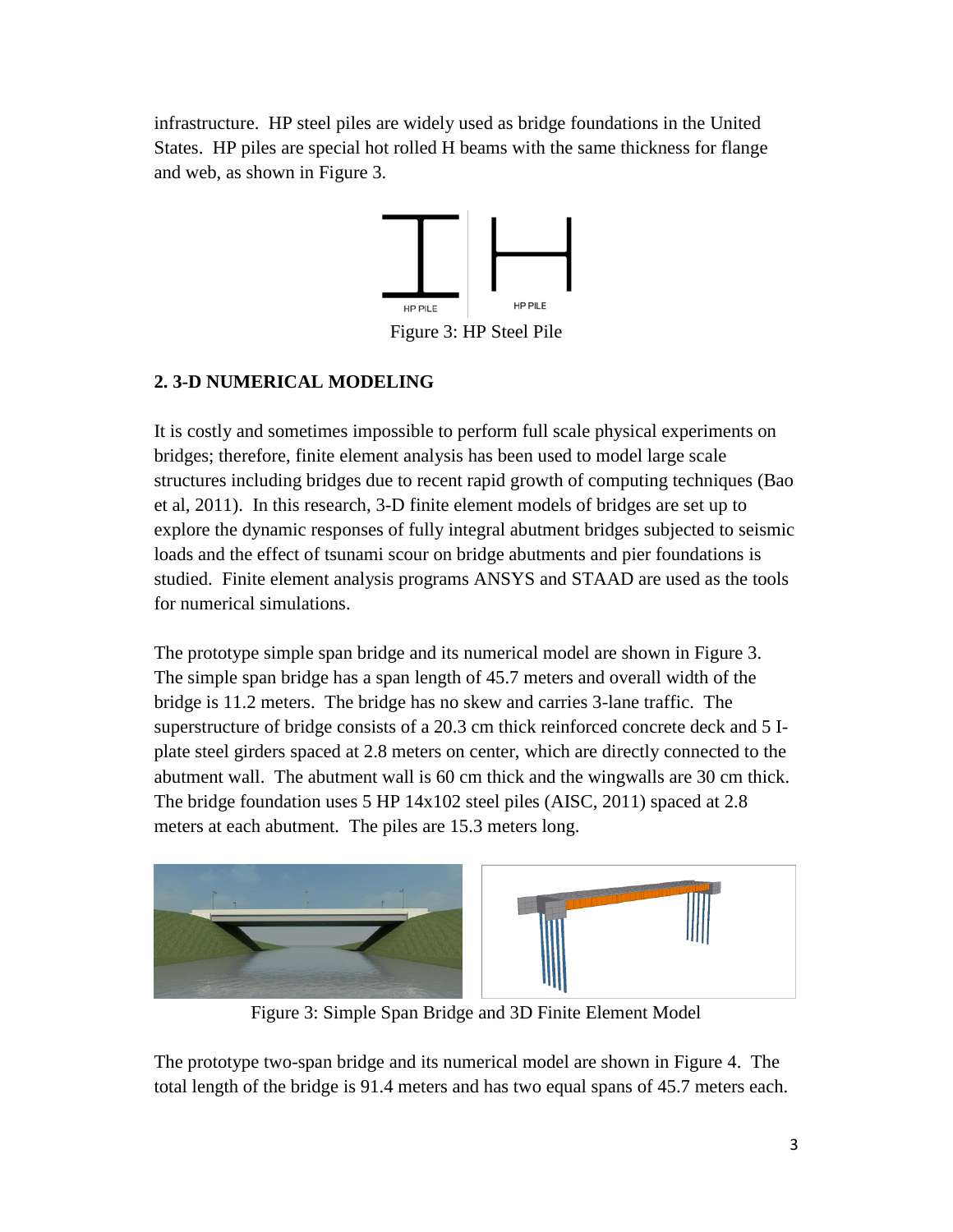infrastructure. HP steel piles are widely used as bridge foundations in the United States. HP piles are special hot rolled H beams with the same thickness for flange and web, as shown in Figure 3.

HP PILE HP PILE

Figure 3: HP Steel Pile

## 2. 3-D NUMERICAL MODELING

It is costly and sometimes impossible to perform full scale physical experiments on bridges; therefore, finite element analysis has been used to model large scale structures including bridges due to recent rapid growth of computing techniques (Bao et al, 2011). In this research, 3-D finite element models of bridges are set up to explore the dynamic responses of fully integral abutment bridges subjected to seismic loads and the effect of tsunami scour on bridge abutments and pier foundations is studied. Finite element analysis programs ANSYS and STAAD are used as the tools for numerical simulations.

The prototype simple span bridge and its numerical model are shown in Figure 3. The simple span bridge has a span length of 45.7 meters and overall width of the bridge is 11.2 meters. The bridge has no skew and carries 3-lane traffic. The superstructure of bridge consists of a 20.3 cm thick reinforced concrete deck and 5 I-plate steel girders spaced at 2.8 meters on center, which are directly connected to the abutment wall. The abutment wall is 60 cm thick and the wingwalls are 30 cm thick. The bridge foundation uses 5 HP 14x102 steel piles (AISC, 2011) spaced at 2.8 meters at each abutment. The piles are 15.3 meters long.

Figure 3: Simple Span Bridge and 3D Finite Element Model

The prototype two-span bridge and its numerical model are shown in Figure 4. The total length of the bridge is 91.4 meters and has two equal spans of 45.7 meters each.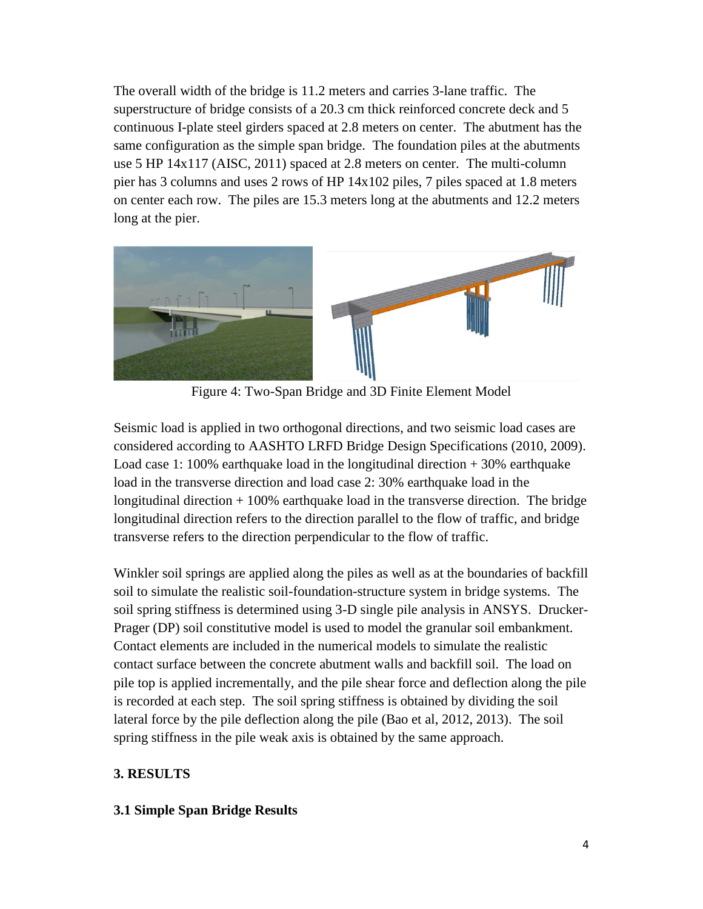The overall width of the bridge is 11.2 meters and carries 3-lane traffic. The superstructure of bridge consists of a 20.3 cm thick reinforced concrete deck and 5 continuous I-plate steel girders spaced at 2.8 meters on center. The abutment has the same configuration as the simple span bridge. The foundation piles at the abutments use 5 HP 14x117 (AISC, 2011) spaced at 2.8 meters on center. The multi-column pier has 3 columns and uses 2 rows of HP 14x102 piles, 7 piles spaced at 1.8 meters on center each row. The piles are 15.3 meters long at the abutments and 12.2 meters long at the pier.

Figure 4: Two-Span Bridge and 3D Finite Element Model

Seismic load is applied in two orthogonal directions, and two seismic load cases are considered according to AASHTO LRFD Bridge Design Specifications (2010, 2009). Load case 1: 100% earthquake load in the longitudinal direction + 30% earthquake load in the transverse direction and load case 2: 30% earthquake load in the longitudinal direction + 100% earthquake load in the transverse direction. The bridge longitudinal direction refers to the direction parallel to the flow of traffic, and bridge transverse refers to the direction perpendicular to the flow of traffic.

Winkler soil springs are applied along the piles as well as at the boundaries of backfill soil to simulate the realistic soil-foundation-structure system in bridge systems. The soil spring stiffness is determined using 3-D single pile analysis in ANSYS. Drucker-Prager (DP) soil constitutive model is used to model the granular soil embankment. Contact elements are included in the numerical models to simulate the realistic contact surface between the concrete abutment walls and backfill soil. The load on pile top is applied incrementally, and the pile shear force and deflection along the pile is recorded at each step. The soil spring stiffness is obtained by dividing the soil lateral force by the pile deflection along the pile (Bao et al, 2012, 2013). The soil spring stiffness in the pile weak axis is obtained by the same approach.

## 3. RESULTS

### 3.1 Simple Span Bridge Results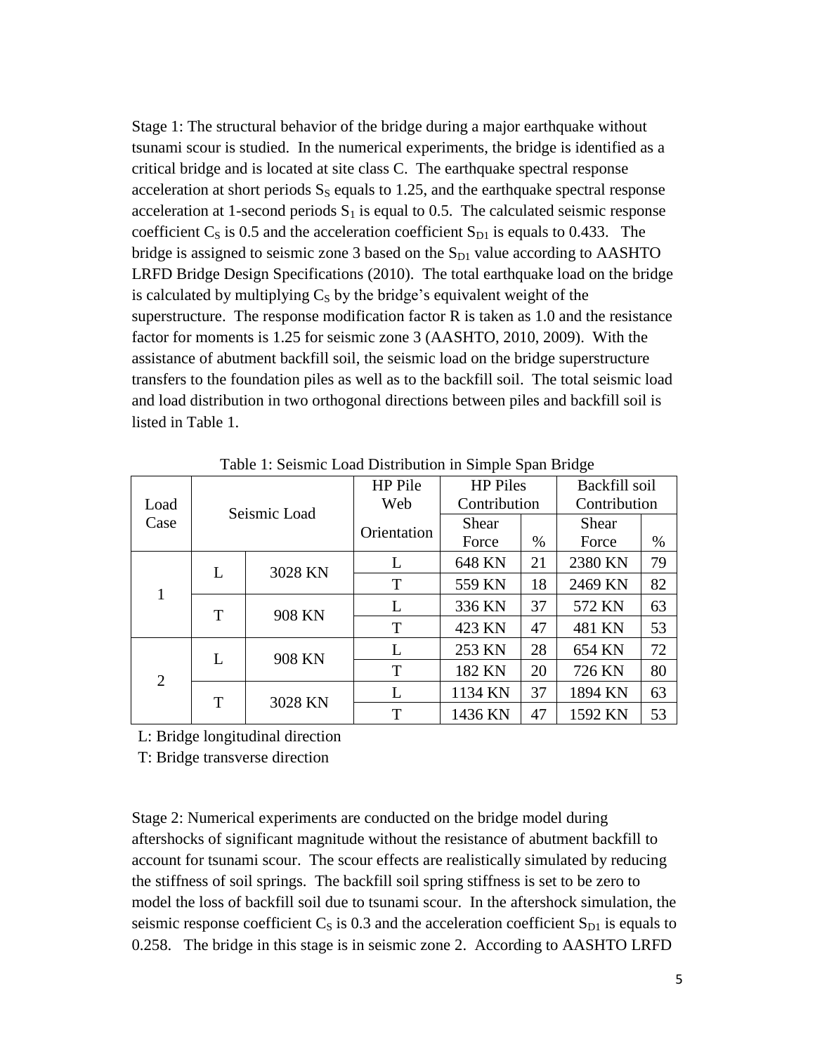Stage 1: The structural behavior of the bridge during a major earthquake without tsunami scour is studied. In the numerical experiments, the bridge is identified as a critical bridge and is located at site class C. The earthquake spectral response acceleration at short periods $S_S$ equals to 1.25, and the earthquake spectral response acceleration at 1-second periods $S_1$ is equal to 0.5. The calculated seismic response coefficient $C_S$ is 0.5 and the acceleration coefficient $S_{D1}$ is equals to 0.433. The bridge is assigned to seismic zone 3 based on the $S_{D1}$ value according to AASHTO LRFD Bridge Design Specifications (2010). The total earthquake load on the bridge is calculated by multiplying $C_S$ by the bridge's equivalent weight of the superstructure. The response modification factor R is taken as 1.0 and the resistance factor for moments is 1.25 for seismic zone 3 (AASHTO, 2010, 2009). With the assistance of abutment backfill soil, the seismic load on the bridge superstructure transfers to the foundation piles as well as to the backfill soil. The total seismic load and load distribution in two orthogonal directions between piles and backfill soil is listed in Table 1.

Table 1: Seismic Load Distribution in Simple Span Bridge

| Load Case | Seismic Load | | HP Pile Web Orientation | HP Piles Contribution | | Backfill soil Contribution | |
|---|---|---|---|---|---|---|---|
| | | | | Shear Force | % | Shear Force | % |
| 1 | L | 3028 KN | L | 648 KN | 21 | 2380 KN | 79 |
| | | | T | 559 KN | 18 | 2469 KN | 82 |
| | T | 908 KN | L | 336 KN | 37 | 572 KN | 63 |
| | | | T | 423 KN | 47 | 481 KN | 53 |
| 2 | L | 908 KN | L | 253 KN | 28 | 654 KN | 72 |
| | | | T | 182 KN | 20 | 726 KN | 80 |
| | T | 3028 KN | L | 1134 KN | 37 | 1894 KN | 63 |
| | | | T | 1436 KN | 47 | 1592 KN | 53 |

L: Bridge longitudinal direction

T: Bridge transverse direction

Stage 2: Numerical experiments are conducted on the bridge model during aftershocks of significant magnitude without the resistance of abutment backfill to account for tsunami scour. The scour effects are realistically simulated by reducing the stiffness of soil springs. The backfill soil spring stiffness is set to be zero to model the loss of backfill soil due to tsunami scour. In the aftershock simulation, the seismic response coefficient $C_S$ is 0.3 and the acceleration coefficient $S_{D1}$ is equals to 0.258. The bridge in this stage is in seismic zone 2. According to AASHTO LRFD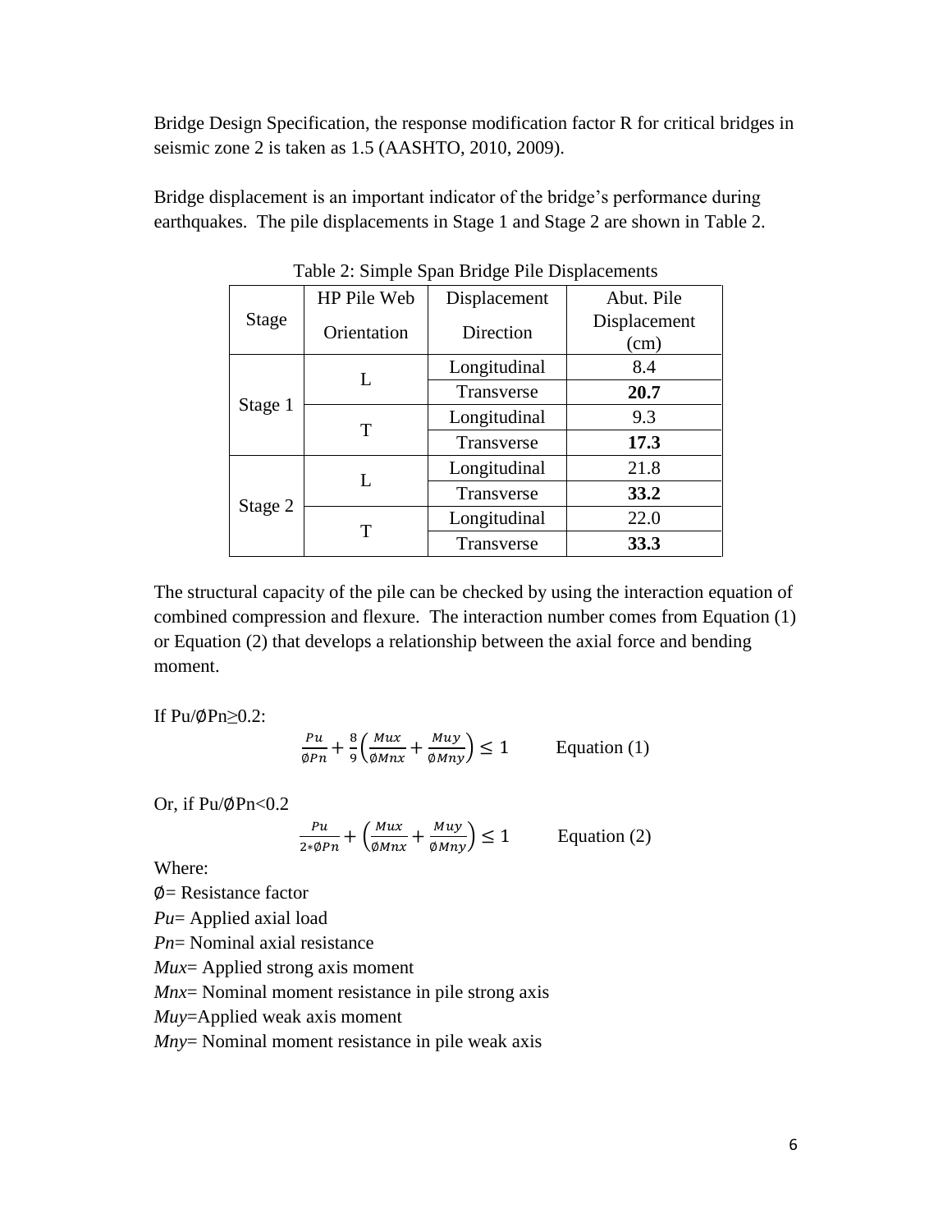Bridge Design Specification, the response modification factor R for critical bridges in seismic zone 2 is taken as 1.5 (AASHTO, 2010, 2009).

Bridge displacement is an important indicator of the bridge's performance during earthquakes. The pile displacements in Stage 1 and Stage 2 are shown in Table 2.

Table 2: Simple Span Bridge Pile Displacements

| Stage | HP Pile Web Orientation | Displacement Direction | Abut. Pile Displacement (cm) |
|---|---|---|---|
| Stage 1 | L | Longitudinal | 8.4 |
| | | Transverse | **20.7** |
| | T | Longitudinal | 9.3 |
| | | Transverse | **17.3** |
| Stage 2 | L | Longitudinal | 21.8 |
| | | Transverse | **33.2** |
| | T | Longitudinal | 22.0 |
| | | Transverse | **33.3** |

The structural capacity of the pile can be checked by using the interaction equation of combined compression and flexure. The interaction number comes from Equation (1) or Equation (2) that develops a relationship between the axial force and bending moment.

If $Pu/\emptyset Pn \geq 0.2$:

$$\frac{Pu}{\emptyset Pn} + \frac{8}{9}\left(\frac{Mux}{\emptyset Mnx} + \frac{Muy}{\emptyset Mny}\right) \leq 1 \qquad \text{Equation (1)}$$

Or, if $Pu/\emptyset Pn < 0.2$

$$\frac{Pu}{2 * \emptyset Pn} + \left(\frac{Mux}{\emptyset Mnx} + \frac{Muy}{\emptyset Mny}\right) \leq 1 \qquad \text{Equation (2)}$$

Where:

$\emptyset$= Resistance factor

*Pu*= Applied axial load

*Pn*= Nominal axial resistance

*Mux*= Applied strong axis moment

*Mnx*= Nominal moment resistance in pile strong axis

*Muy*=Applied weak axis moment

*Mny*= Nominal moment resistance in pile weak axis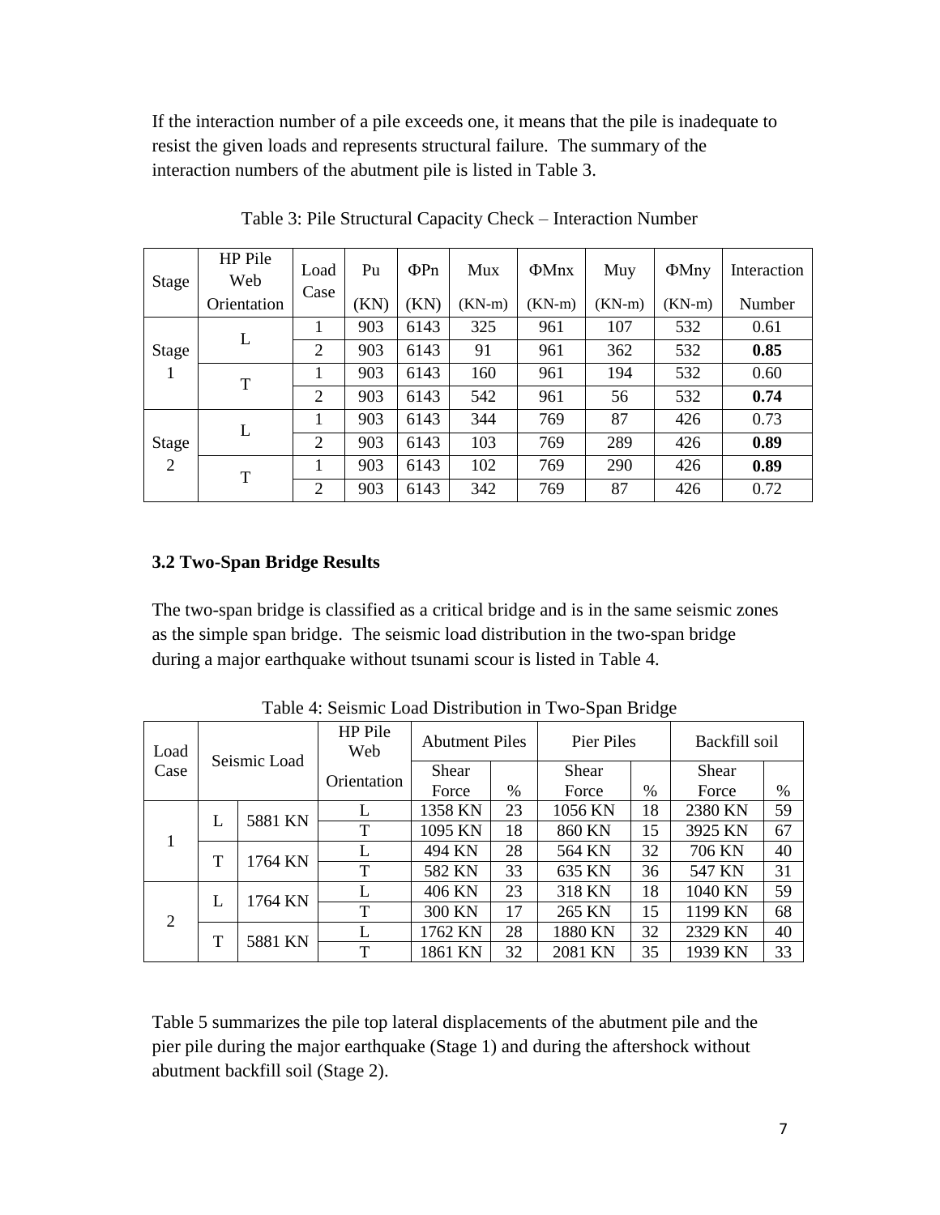If the interaction number of a pile exceeds one, it means that the pile is inadequate to resist the given loads and represents structural failure. The summary of the interaction numbers of the abutment pile is listed in Table 3.

Table 3: Pile Structural Capacity Check – Interaction Number

| Stage | HP Pile Web Orientation | Load Case | Pu (KN) | ΦPn (KN) | Mux (KN-m) | ΦMnx (KN-m) | Muy (KN-m) | ΦMny (KN-m) | Interaction Number |
|---|---|---|---|---|---|---|---|---|---|
| Stage 1 | L | 1 | 903 | 6143 | 325 | 961 | 107 | 532 | 0.61 |
| | | 2 | 903 | 6143 | 91 | 961 | 362 | 532 | **0.85** |
| | T | 1 | 903 | 6143 | 160 | 961 | 194 | 532 | 0.60 |
| | | 2 | 903 | 6143 | 542 | 961 | 56 | 532 | **0.74** |
| Stage 2 | L | 1 | 903 | 6143 | 344 | 769 | 87 | 426 | 0.73 |
| | | 2 | 903 | 6143 | 103 | 769 | 289 | 426 | **0.89** |
| | T | 1 | 903 | 6143 | 102 | 769 | 290 | 426 | **0.89** |
| | | 2 | 903 | 6143 | 342 | 769 | 87 | 426 | 0.72 |

**3.2 Two-Span Bridge Results**

The two-span bridge is classified as a critical bridge and is in the same seismic zones as the simple span bridge. The seismic load distribution in the two-span bridge during a major earthquake without tsunami scour is listed in Table 4.

Table 4: Seismic Load Distribution in Two-Span Bridge

| Load Case | Seismic Load | | HP Pile Web Orientation | Abutment Piles | | Pier Piles | | Backfill soil | |
|---|---|---|---|---|---|---|---|---|---|
| | | | | Shear Force | % | Shear Force | % | Shear Force | % |
| 1 | L | 5881 KN | L | 1358 KN | 23 | 1056 KN | 18 | 2380 KN | 59 |
| | | | T | 1095 KN | 18 | 860 KN | 15 | 3925 KN | 67 |
| | T | 1764 KN | L | 494 KN | 28 | 564 KN | 32 | 706 KN | 40 |
| | | | T | 582 KN | 33 | 635 KN | 36 | 547 KN | 31 |
| 2 | L | 1764 KN | L | 406 KN | 23 | 318 KN | 18 | 1040 KN | 59 |
| | | | T | 300 KN | 17 | 265 KN | 15 | 1199 KN | 68 |
| | T | 5881 KN | L | 1762 KN | 28 | 1880 KN | 32 | 2329 KN | 40 |
| | | | T | 1861 KN | 32 | 2081 KN | 35 | 1939 KN | 33 |

Table 5 summarizes the pile top lateral displacements of the abutment pile and the pier pile during the major earthquake (Stage 1) and during the aftershock without abutment backfill soil (Stage 2).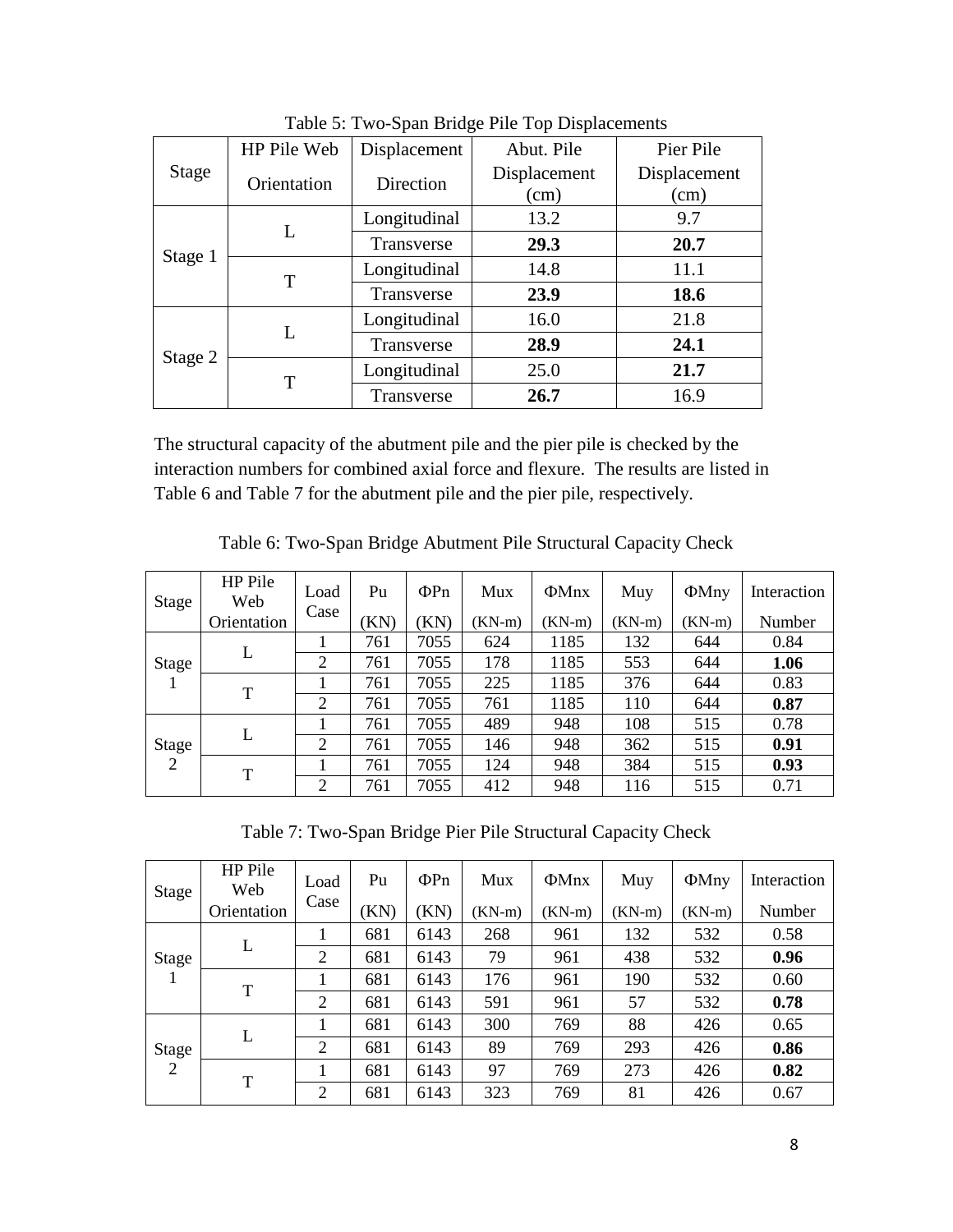Table 5: Two-Span Bridge Pile Top Displacements

| Stage | HP Pile Web Orientation | Displacement Direction | Abut. Pile Displacement (cm) | Pier Pile Displacement (cm) |
|---|---|---|---|---|
| Stage 1 | L | Longitudinal | 13.2 | 9.7 |
| | | Transverse | **29.3** | **20.7** |
| | T | Longitudinal | 14.8 | 11.1 |
| | | Transverse | **23.9** | **18.6** |
| Stage 2 | L | Longitudinal | 16.0 | 21.8 |
| | | Transverse | **28.9** | **24.1** |
| | T | Longitudinal | 25.0 | **21.7** |
| | | Transverse | **26.7** | 16.9 |

The structural capacity of the abutment pile and the pier pile is checked by the interaction numbers for combined axial force and flexure. The results are listed in Table 6 and Table 7 for the abutment pile and the pier pile, respectively.

Table 6: Two-Span Bridge Abutment Pile Structural Capacity Check

| Stage | HP Pile Web Orientation | Load Case | Pu (KN) | ΦPn (KN) | Mux (KN-m) | ΦMnx (KN-m) | Muy (KN-m) | ΦMny (KN-m) | Interaction Number |
|---|---|---|---|---|---|---|---|---|---|
| Stage 1 | L | 1 | 761 | 7055 | 624 | 1185 | 132 | 644 | 0.84 |
| | | 2 | 761 | 7055 | 178 | 1185 | 553 | 644 | **1.06** |
| | T | 1 | 761 | 7055 | 225 | 1185 | 376 | 644 | 0.83 |
| | | 2 | 761 | 7055 | 761 | 1185 | 110 | 644 | **0.87** |
| Stage 2 | L | 1 | 761 | 7055 | 489 | 948 | 108 | 515 | 0.78 |
| | | 2 | 761 | 7055 | 146 | 948 | 362 | 515 | **0.91** |
| | T | 1 | 761 | 7055 | 124 | 948 | 384 | 515 | **0.93** |
| | | 2 | 761 | 7055 | 412 | 948 | 116 | 515 | 0.71 |

Table 7: Two-Span Bridge Pier Pile Structural Capacity Check

| Stage | HP Pile Web Orientation | Load Case | Pu (KN) | ΦPn (KN) | Mux (KN-m) | ΦMnx (KN-m) | Muy (KN-m) | ΦMny (KN-m) | Interaction Number |
|---|---|---|---|---|---|---|---|---|---|
| Stage 1 | L | 1 | 681 | 6143 | 268 | 961 | 132 | 532 | 0.58 |
| | | 2 | 681 | 6143 | 79 | 961 | 438 | 532 | **0.96** |
| | T | 1 | 681 | 6143 | 176 | 961 | 190 | 532 | 0.60 |
| | | 2 | 681 | 6143 | 591 | 961 | 57 | 532 | **0.78** |
| Stage 2 | L | 1 | 681 | 6143 | 300 | 769 | 88 | 426 | 0.65 |
| | | 2 | 681 | 6143 | 89 | 769 | 293 | 426 | **0.86** |
| | T | 1 | 681 | 6143 | 97 | 769 | 273 | 426 | **0.82** |
| | | 2 | 681 | 6143 | 323 | 769 | 81 | 426 | 0.67 |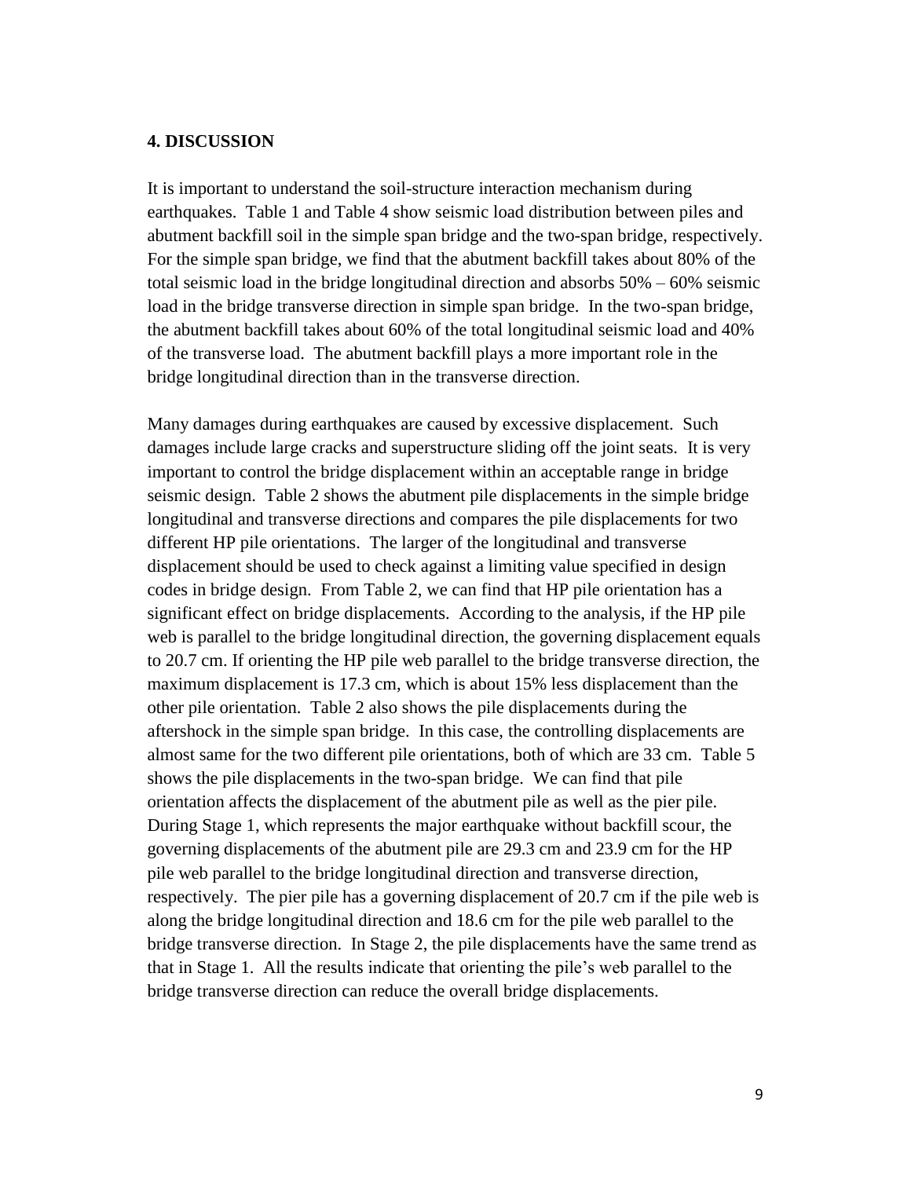## 4. DISCUSSION

It is important to understand the soil-structure interaction mechanism during earthquakes. Table 1 and Table 4 show seismic load distribution between piles and abutment backfill soil in the simple span bridge and the two-span bridge, respectively. For the simple span bridge, we find that the abutment backfill takes about 80% of the total seismic load in the bridge longitudinal direction and absorbs 50% – 60% seismic load in the bridge transverse direction in simple span bridge. In the two-span bridge, the abutment backfill takes about 60% of the total longitudinal seismic load and 40% of the transverse load. The abutment backfill plays a more important role in the bridge longitudinal direction than in the transverse direction.

Many damages during earthquakes are caused by excessive displacement. Such damages include large cracks and superstructure sliding off the joint seats. It is very important to control the bridge displacement within an acceptable range in bridge seismic design. Table 2 shows the abutment pile displacements in the simple bridge longitudinal and transverse directions and compares the pile displacements for two different HP pile orientations. The larger of the longitudinal and transverse displacement should be used to check against a limiting value specified in design codes in bridge design. From Table 2, we can find that HP pile orientation has a significant effect on bridge displacements. According to the analysis, if the HP pile web is parallel to the bridge longitudinal direction, the governing displacement equals to 20.7 cm. If orienting the HP pile web parallel to the bridge transverse direction, the maximum displacement is 17.3 cm, which is about 15% less displacement than the other pile orientation. Table 2 also shows the pile displacements during the aftershock in the simple span bridge. In this case, the controlling displacements are almost same for the two different pile orientations, both of which are 33 cm. Table 5 shows the pile displacements in the two-span bridge. We can find that pile orientation affects the displacement of the abutment pile as well as the pier pile. During Stage 1, which represents the major earthquake without backfill scour, the governing displacements of the abutment pile are 29.3 cm and 23.9 cm for the HP pile web parallel to the bridge longitudinal direction and transverse direction, respectively. The pier pile has a governing displacement of 20.7 cm if the pile web is along the bridge longitudinal direction and 18.6 cm for the pile web parallel to the bridge transverse direction. In Stage 2, the pile displacements have the same trend as that in Stage 1. All the results indicate that orienting the pile's web parallel to the bridge transverse direction can reduce the overall bridge displacements.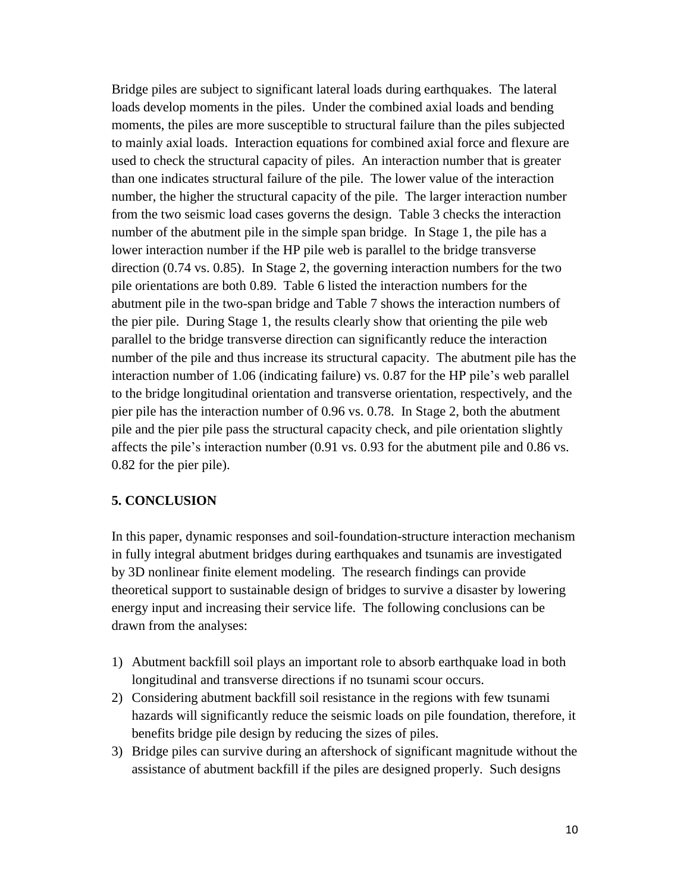Bridge piles are subject to significant lateral loads during earthquakes. The lateral loads develop moments in the piles. Under the combined axial loads and bending moments, the piles are more susceptible to structural failure than the piles subjected to mainly axial loads. Interaction equations for combined axial force and flexure are used to check the structural capacity of piles. An interaction number that is greater than one indicates structural failure of the pile. The lower value of the interaction number, the higher the structural capacity of the pile. The larger interaction number from the two seismic load cases governs the design. Table 3 checks the interaction number of the abutment pile in the simple span bridge. In Stage 1, the pile has a lower interaction number if the HP pile web is parallel to the bridge transverse direction (0.74 vs. 0.85). In Stage 2, the governing interaction numbers for the two pile orientations are both 0.89. Table 6 listed the interaction numbers for the abutment pile in the two-span bridge and Table 7 shows the interaction numbers of the pier pile. During Stage 1, the results clearly show that orienting the pile web parallel to the bridge transverse direction can significantly reduce the interaction number of the pile and thus increase its structural capacity. The abutment pile has the interaction number of 1.06 (indicating failure) vs. 0.87 for the HP pile's web parallel to the bridge longitudinal orientation and transverse orientation, respectively, and the pier pile has the interaction number of 0.96 vs. 0.78. In Stage 2, both the abutment pile and the pier pile pass the structural capacity check, and pile orientation slightly affects the pile's interaction number (0.91 vs. 0.93 for the abutment pile and 0.86 vs. 0.82 for the pier pile).

## 5. CONCLUSION

In this paper, dynamic responses and soil-foundation-structure interaction mechanism in fully integral abutment bridges during earthquakes and tsunamis are investigated by 3D nonlinear finite element modeling. The research findings can provide theoretical support to sustainable design of bridges to survive a disaster by lowering energy input and increasing their service life. The following conclusions can be drawn from the analyses:

1) Abutment backfill soil plays an important role to absorb earthquake load in both longitudinal and transverse directions if no tsunami scour occurs.
2) Considering abutment backfill soil resistance in the regions with few tsunami hazards will significantly reduce the seismic loads on pile foundation, therefore, it benefits bridge pile design by reducing the sizes of piles.
3) Bridge piles can survive during an aftershock of significant magnitude without the assistance of abutment backfill if the piles are designed properly. Such designs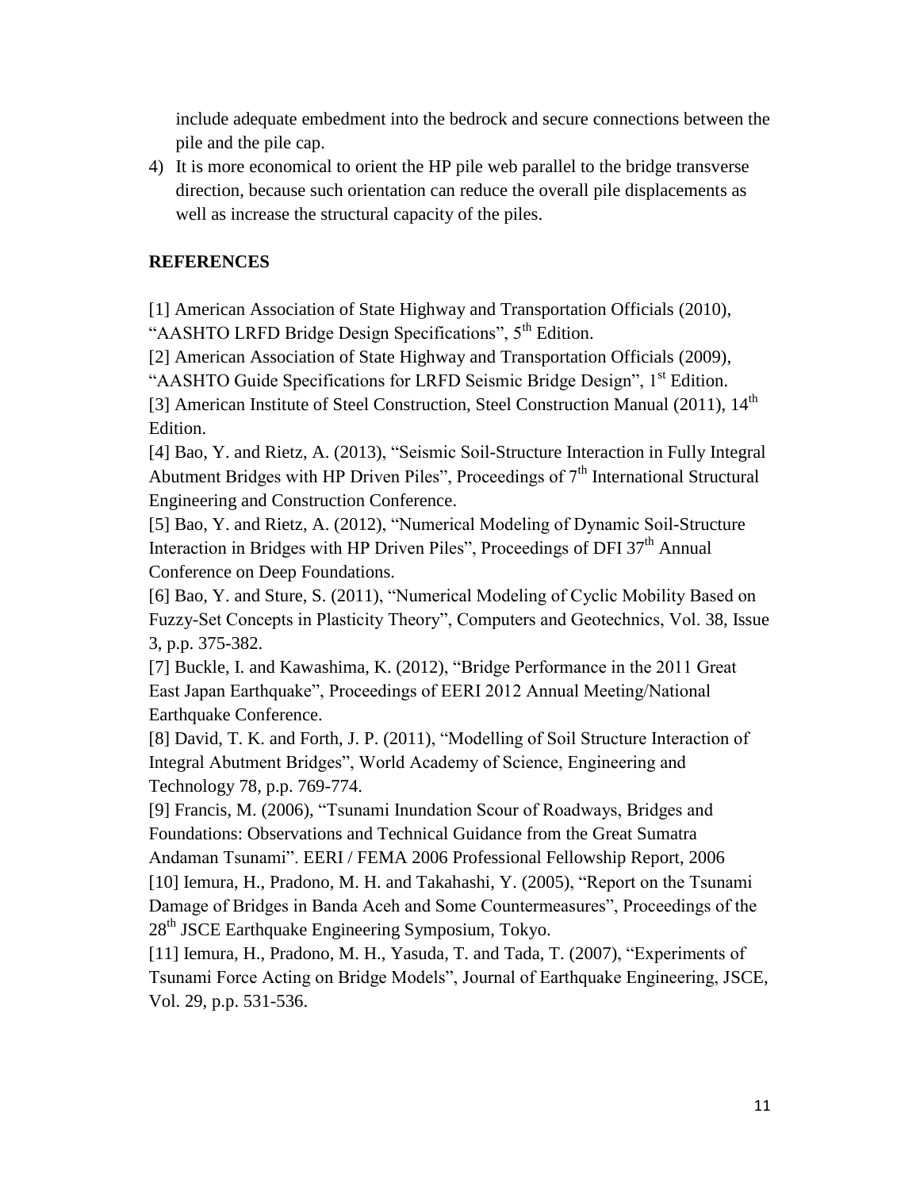include adequate embedment into the bedrock and secure connections between the pile and the pile cap.

4) It is more economical to orient the HP pile web parallel to the bridge transverse direction, because such orientation can reduce the overall pile displacements as well as increase the structural capacity of the piles.

## REFERENCES

[1] American Association of State Highway and Transportation Officials (2010), "AASHTO LRFD Bridge Design Specifications", 5th Edition.

[2] American Association of State Highway and Transportation Officials (2009), "AASHTO Guide Specifications for LRFD Seismic Bridge Design", 1st Edition.

[3] American Institute of Steel Construction, Steel Construction Manual (2011), 14th Edition.

[4] Bao, Y. and Rietz, A. (2013), "Seismic Soil-Structure Interaction in Fully Integral Abutment Bridges with HP Driven Piles", Proceedings of 7th International Structural Engineering and Construction Conference.

[5] Bao, Y. and Rietz, A. (2012), "Numerical Modeling of Dynamic Soil-Structure Interaction in Bridges with HP Driven Piles", Proceedings of DFI 37th Annual Conference on Deep Foundations.

[6] Bao, Y. and Sture, S. (2011), "Numerical Modeling of Cyclic Mobility Based on Fuzzy-Set Concepts in Plasticity Theory", Computers and Geotechnics, Vol. 38, Issue 3, p.p. 375-382.

[7] Buckle, I. and Kawashima, K. (2012), "Bridge Performance in the 2011 Great East Japan Earthquake", Proceedings of EERI 2012 Annual Meeting/National Earthquake Conference.

[8] David, T. K. and Forth, J. P. (2011), "Modelling of Soil Structure Interaction of Integral Abutment Bridges", World Academy of Science, Engineering and Technology 78, p.p. 769-774.

[9] Francis, M. (2006), "Tsunami Inundation Scour of Roadways, Bridges and Foundations: Observations and Technical Guidance from the Great Sumatra Andaman Tsunami". EERI / FEMA 2006 Professional Fellowship Report, 2006

[10] Iemura, H., Pradono, M. H. and Takahashi, Y. (2005), "Report on the Tsunami Damage of Bridges in Banda Aceh and Some Countermeasures", Proceedings of the 28th JSCE Earthquake Engineering Symposium, Tokyo.

[11] Iemura, H., Pradono, M. H., Yasuda, T. and Tada, T. (2007), "Experiments of Tsunami Force Acting on Bridge Models", Journal of Earthquake Engineering, JSCE, Vol. 29, p.p. 531-536.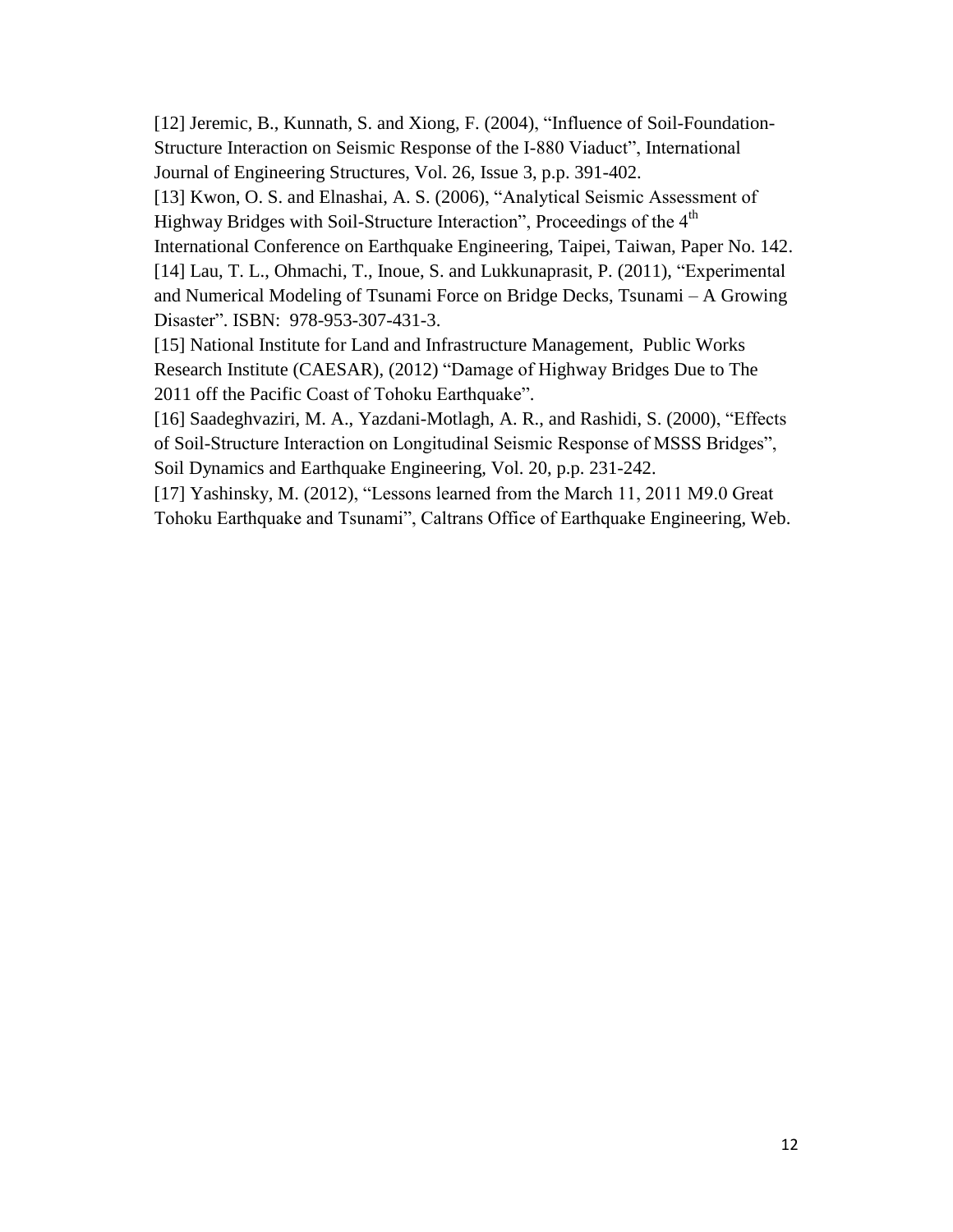[12] Jeremic, B., Kunnath, S. and Xiong, F. (2004), "Influence of Soil-Foundation-Structure Interaction on Seismic Response of the I-880 Viaduct", International Journal of Engineering Structures, Vol. 26, Issue 3, p.p. 391-402.

[13] Kwon, O. S. and Elnashai, A. S. (2006), "Analytical Seismic Assessment of Highway Bridges with Soil-Structure Interaction", Proceedings of the 4th International Conference on Earthquake Engineering, Taipei, Taiwan, Paper No. 142.

[14] Lau, T. L., Ohmachi, T., Inoue, S. and Lukkunaprasit, P. (2011), "Experimental and Numerical Modeling of Tsunami Force on Bridge Decks, Tsunami – A Growing Disaster". ISBN: 978-953-307-431-3.

[15] National Institute for Land and Infrastructure Management, Public Works Research Institute (CAESAR), (2012) "Damage of Highway Bridges Due to The 2011 off the Pacific Coast of Tohoku Earthquake".

[16] Saadeghvaziri, M. A., Yazdani-Motlagh, A. R., and Rashidi, S. (2000), "Effects of Soil-Structure Interaction on Longitudinal Seismic Response of MSSS Bridges", Soil Dynamics and Earthquake Engineering, Vol. 20, p.p. 231-242.

[17] Yashinsky, M. (2012), "Lessons learned from the March 11, 2011 M9.0 Great Tohoku Earthquake and Tsunami", Caltrans Office of Earthquake Engineering, Web.